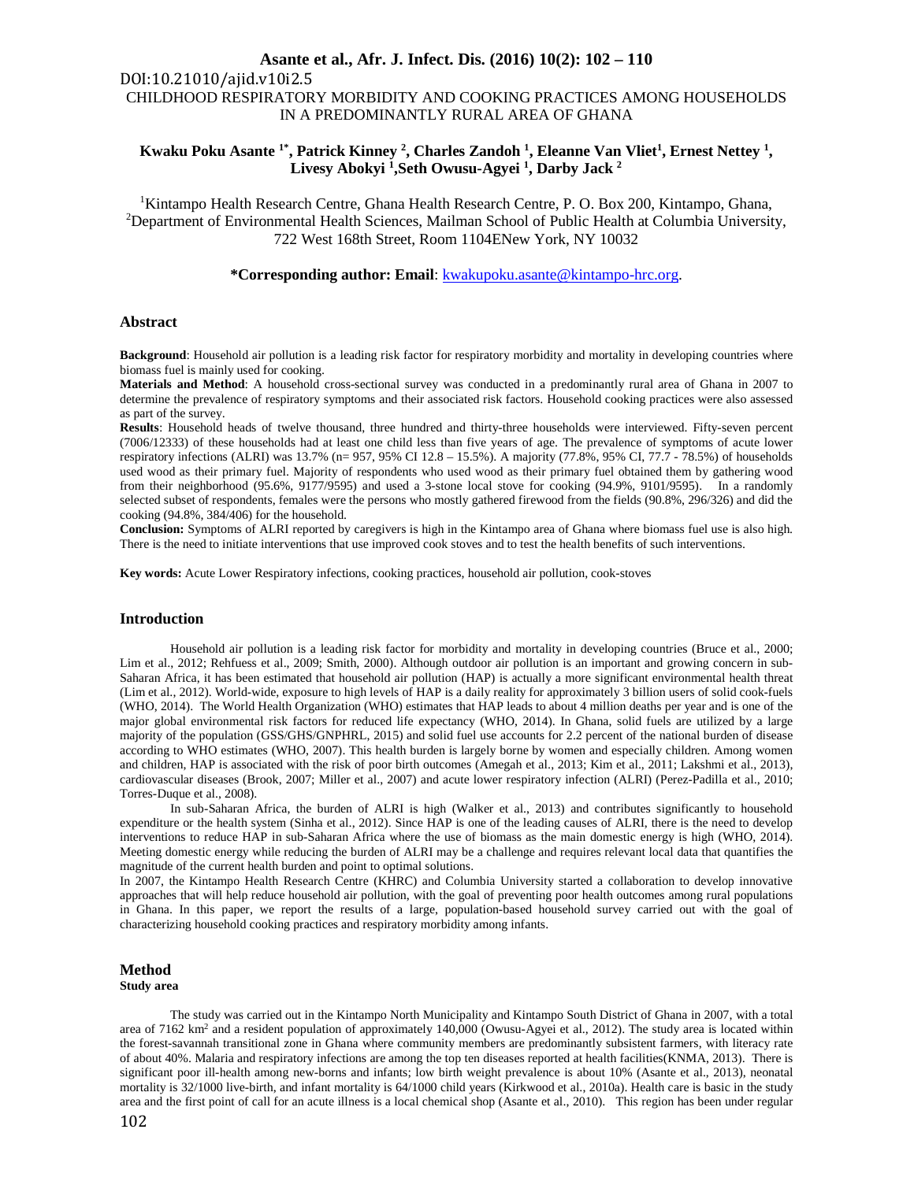DOI:10.21010/ajid.v10i2.5

# CHILDHOOD RESPIRATORY MORBIDITY AND COOKING PRACTICES AMONG HOUSEHOLDS IN A PREDOMINANTLY RURAL AREA OF GHANA

**Kwaku Poku Asante [1*], Patrick Kinney [2], Charles Zandoh [1], Eleanne Van Vliet[1], Ernest Nettey [1], Livesy Abokyi [1], Seth Owusu-Agyei [1], Darby Jack [2]**

[1]Kintampo Health Research Centre, Ghana Health Research Centre, P. O. Box 200, Kintampo, Ghana,
[2]Department of Environmental Health Sciences, Mailman School of Public Health at Columbia University, 722 West 168th Street, Room 1104ENew York, NY 10032

**\*Corresponding author: Email**: kwakupoku.asante@kintampo-hrc.org.

## Abstract

**Background**: Household air pollution is a leading risk factor for respiratory morbidity and mortality in developing countries where biomass fuel is mainly used for cooking.

**Materials and Method**: A household cross-sectional survey was conducted in a predominantly rural area of Ghana in 2007 to determine the prevalence of respiratory symptoms and their associated risk factors. Household cooking practices were also assessed as part of the survey.

**Results**: Household heads of twelve thousand, three hundred and thirty-three households were interviewed. Fifty-seven percent (7006/12333) of these households had at least one child less than five years of age. The prevalence of symptoms of acute lower respiratory infections (ALRI) was 13.7% (n= 957, 95% CI 12.8 – 15.5%). A majority (77.8%, 95% CI, 77.7 - 78.5%) of households used wood as their primary fuel. Majority of respondents who used wood as their primary fuel obtained them by gathering wood from their neighborhood (95.6%, 9177/9595) and used a 3-stone local stove for cooking (94.9%, 9101/9595). In a randomly selected subset of respondents, females were the persons who mostly gathered firewood from the fields (90.8%, 296/326) and did the cooking (94.8%, 384/406) for the household.

**Conclusion:** Symptoms of ALRI reported by caregivers is high in the Kintampo area of Ghana where biomass fuel use is also high. There is the need to initiate interventions that use improved cook stoves and to test the health benefits of such interventions.

**Key words:** Acute Lower Respiratory infections, cooking practices, household air pollution, cook-stoves

## Introduction

Household air pollution is a leading risk factor for morbidity and mortality in developing countries (Bruce et al., 2000; Lim et al., 2012; Rehfuess et al., 2009; Smith, 2000). Although outdoor air pollution is an important and growing concern in sub-Saharan Africa, it has been estimated that household air pollution (HAP) is actually a more significant environmental health threat (Lim et al., 2012). World-wide, exposure to high levels of HAP is a daily reality for approximately 3 billion users of solid cook-fuels (WHO, 2014). The World Health Organization (WHO) estimates that HAP leads to about 4 million deaths per year and is one of the major global environmental risk factors for reduced life expectancy (WHO, 2014). In Ghana, solid fuels are utilized by a large majority of the population (GSS/GHS/GNPHRL, 2015) and solid fuel use accounts for 2.2 percent of the national burden of disease according to WHO estimates (WHO, 2007). This health burden is largely borne by women and especially children. Among women and children, HAP is associated with the risk of poor birth outcomes (Amegah et al., 2013; Kim et al., 2011; Lakshmi et al., 2013), cardiovascular diseases (Brook, 2007; Miller et al., 2007) and acute lower respiratory infection (ALRI) (Perez-Padilla et al., 2010; Torres-Duque et al., 2008).

In sub-Saharan Africa, the burden of ALRI is high (Walker et al., 2013) and contributes significantly to household expenditure or the health system (Sinha et al., 2012). Since HAP is one of the leading causes of ALRI, there is the need to develop interventions to reduce HAP in sub-Saharan Africa where the use of biomass as the main domestic energy is high (WHO, 2014). Meeting domestic energy while reducing the burden of ALRI may be a challenge and requires relevant local data that quantifies the magnitude of the current health burden and point to optimal solutions.

In 2007, the Kintampo Health Research Centre (KHRC) and Columbia University started a collaboration to develop innovative approaches that will help reduce household air pollution, with the goal of preventing poor health outcomes among rural populations in Ghana. In this paper, we report the results of a large, population-based household survey carried out with the goal of characterizing household cooking practices and respiratory morbidity among infants.

## Method

### Study area

The study was carried out in the Kintampo North Municipality and Kintampo South District of Ghana in 2007, with a total area of 7162 km$^2$ and a resident population of approximately 140,000 (Owusu-Agyei et al., 2012). The study area is located within the forest-savannah transitional zone in Ghana where community members are predominantly subsistent farmers, with literacy rate of about 40%. Malaria and respiratory infections are among the top ten diseases reported at health facilities(KNMA, 2013). There is significant poor ill-health among new-borns and infants; low birth weight prevalence is about 10% (Asante et al., 2013), neonatal mortality is 32/1000 live-birth, and infant mortality is 64/1000 child years (Kirkwood et al., 2010a). Health care is basic in the study area and the first point of call for an acute illness is a local chemical shop (Asante et al., 2010). This region has been under regular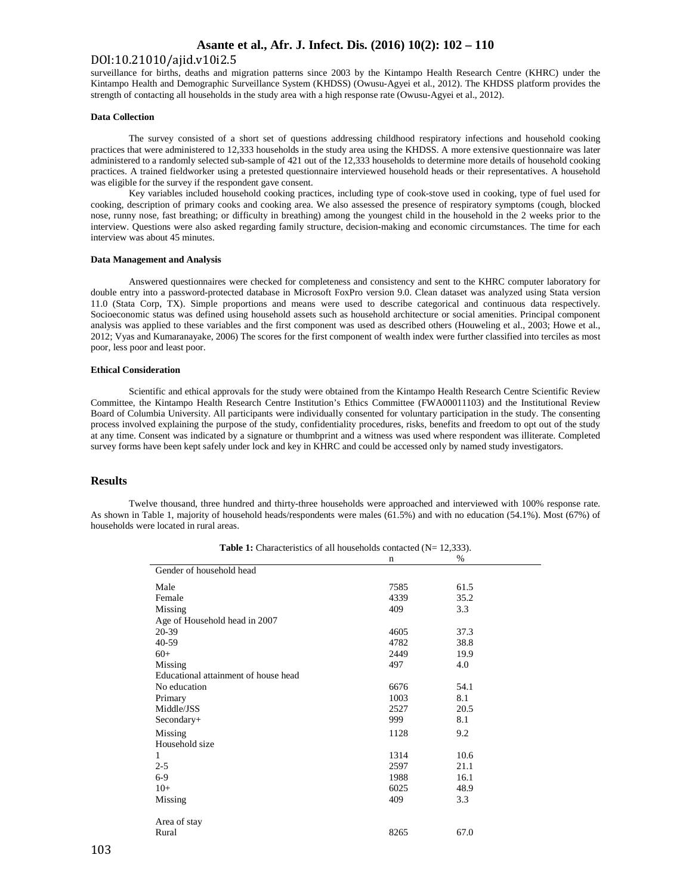surveillance for births, deaths and migration patterns since 2003 by the Kintampo Health Research Centre (KHRC) under the Kintampo Health and Demographic Surveillance System (KHDSS) (Owusu-Agyei et al., 2012). The KHDSS platform provides the strength of contacting all households in the study area with a high response rate (Owusu-Agyei et al., 2012).

#### Data Collection

The survey consisted of a short set of questions addressing childhood respiratory infections and household cooking practices that were administered to 12,333 households in the study area using the KHDSS. A more extensive questionnaire was later administered to a randomly selected sub-sample of 421 out of the 12,333 households to determine more details of household cooking practices. A trained fieldworker using a pretested questionnaire interviewed household heads or their representatives. A household was eligible for the survey if the respondent gave consent.

Key variables included household cooking practices, including type of cook-stove used in cooking, type of fuel used for cooking, description of primary cooks and cooking area. We also assessed the presence of respiratory symptoms (cough, blocked nose, runny nose, fast breathing; or difficulty in breathing) among the youngest child in the household in the 2 weeks prior to the interview. Questions were also asked regarding family structure, decision-making and economic circumstances. The time for each interview was about 45 minutes.

#### Data Management and Analysis

Answered questionnaires were checked for completeness and consistency and sent to the KHRC computer laboratory for double entry into a password-protected database in Microsoft FoxPro version 9.0. Clean dataset was analyzed using Stata version 11.0 (Stata Corp, TX). Simple proportions and means were used to describe categorical and continuous data respectively. Socioeconomic status was defined using household assets such as household architecture or social amenities. Principal component analysis was applied to these variables and the first component was used as described others (Houweling et al., 2003; Howe et al., 2012; Vyas and Kumaranayake, 2006) The scores for the first component of wealth index were further classified into terciles as most poor, less poor and least poor.

#### Ethical Consideration

Scientific and ethical approvals for the study were obtained from the Kintampo Health Research Centre Scientific Review Committee, the Kintampo Health Research Centre Institution's Ethics Committee (FWA00011103) and the Institutional Review Board of Columbia University. All participants were individually consented for voluntary participation in the study. The consenting process involved explaining the purpose of the study, confidentiality procedures, risks, benefits and freedom to opt out of the study at any time. Consent was indicated by a signature or thumbprint and a witness was used where respondent was illiterate. Completed survey forms have been kept safely under lock and key in KHRC and could be accessed only by named study investigators.

## Results

Twelve thousand, three hundred and thirty-three households were approached and interviewed with 100% response rate. As shown in Table 1, majority of household heads/respondents were males (61.5%) and with no education (54.1%). Most (67%) of households were located in rural areas.

**Table 1:** Characteristics of all households contacted (N= 12,333).

| | n | % |
|---|---|---|
| Gender of household head | | |
| Male | 7585 | 61.5 |
| Female | 4339 | 35.2 |
| Missing | 409 | 3.3 |
| Age of Household head in 2007 | | |
| 20-39 | 4605 | 37.3 |
| 40-59 | 4782 | 38.8 |
| 60+ | 2449 | 19.9 |
| Missing | 497 | 4.0 |
| Educational attainment of house head | | |
| No education | 6676 | 54.1 |
| Primary | 1003 | 8.1 |
| Middle/JSS | 2527 | 20.5 |
| Secondary+ | 999 | 8.1 |
| Missing | 1128 | 9.2 |
| Household size | | |
| 1 | 1314 | 10.6 |
| 2-5 | 2597 | 21.1 |
| 6-9 | 1988 | 16.1 |
| 10+ | 6025 | 48.9 |
| Missing | 409 | 3.3 |
| Area of stay | | |
| Rural | 8265 | 67.0 |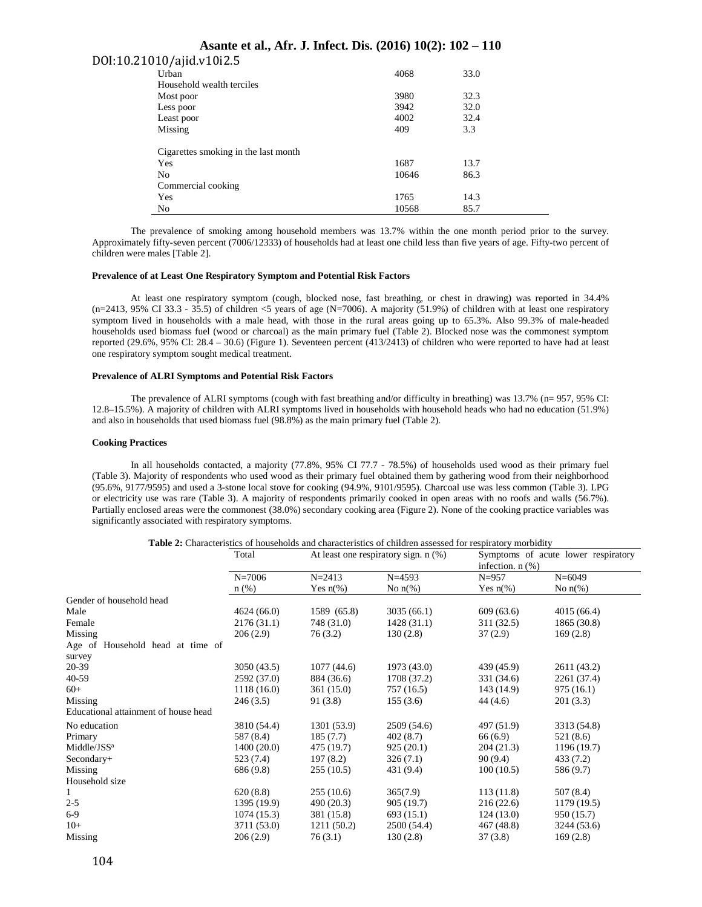| | | |
|---|---|---|
| Urban | 4068 | 33.0 |
| Household wealth terciles | | |
| Most poor | 3980 | 32.3 |
| Less poor | 3942 | 32.0 |
| Least poor | 4002 | 32.4 |
| Missing | 409 | 3.3 |
| Cigarettes smoking in the last month | | |
| Yes | 1687 | 13.7 |
| No | 10646 | 86.3 |
| Commercial cooking | | |
| Yes | 1765 | 14.3 |
| No | 10568 | 85.7 |

The prevalence of smoking among household members was 13.7% within the one month period prior to the survey. Approximately fifty-seven percent (7006/12333) of households had at least one child less than five years of age. Fifty-two percent of children were males [Table 2].

### Prevalence of at Least One Respiratory Symptom and Potential Risk Factors

At least one respiratory symptom (cough, blocked nose, fast breathing, or chest in drawing) was reported in 34.4% (n=2413, 95% CI 33.3 - 35.5) of children <5 years of age (N=7006). A majority (51.9%) of children with at least one respiratory symptom lived in households with a male head, with those in the rural areas going up to 65.3%. Also 99.3% of male-headed households used biomass fuel (wood or charcoal) as the main primary fuel (Table 2). Blocked nose was the commonest symptom reported (29.6%, 95% CI: 28.4 – 30.6) (Figure 1). Seventeen percent (413/2413) of children who were reported to have had at least one respiratory symptom sought medical treatment.

### Prevalence of ALRI Symptoms and Potential Risk Factors

The prevalence of ALRI symptoms (cough with fast breathing and/or difficulty in breathing) was 13.7% (n= 957, 95% CI: 12.8–15.5%). A majority of children with ALRI symptoms lived in households with household heads who had no education (51.9%) and also in households that used biomass fuel (98.8%) as the main primary fuel (Table 2).

### Cooking Practices

In all households contacted, a majority (77.8%, 95% CI 77.7 - 78.5%) of households used wood as their primary fuel (Table 3). Majority of respondents who used wood as their primary fuel obtained them by gathering wood from their neighborhood (95.6%, 9177/9595) and used a 3-stone local stove for cooking (94.9%, 9101/9595). Charcoal use was less common (Table 3). LPG or electricity use was rare (Table 3). A majority of respondents primarily cooked in open areas with no roofs and walls (56.7%). Partially enclosed areas were the commonest (38.0%) secondary cooking area (Figure 2). None of the cooking practice variables was significantly associated with respiratory symptoms.

**Table 2:** Characteristics of households and characteristics of children assessed for respiratory morbidity

| | Total | At least one respiratory sign. n (%) | | Symptoms of acute lower respiratory infection. n (%) | |
|---|---|---|---|---|---|
| | N=7006 | N=2413 | N=4593 | N=957 | N=6049 |
| | n (%) | Yes n(%) | No n(%) | Yes n(%) | No n(%) |
| Gender of household head | | | | | |
| Male | 4624 (66.0) | 1589 (65.8) | 3035 (66.1) | 609 (63.6) | 4015 (66.4) |
| Female | 2176 (31.1) | 748 (31.0) | 1428 (31.1) | 311 (32.5) | 1865 (30.8) |
| Missing | 206 (2.9) | 76 (3.2) | 130 (2.8) | 37 (2.9) | 169 (2.8) |
| Age of Household head at time of survey | | | | | |
| 20-39 | 3050 (43.5) | 1077 (44.6) | 1973 (43.0) | 439 (45.9) | 2611 (43.2) |
| 40-59 | 2592 (37.0) | 884 (36.6) | 1708 (37.2) | 331 (34.6) | 2261 (37.4) |
| 60+ | 1118 (16.0) | 361 (15.0) | 757 (16.5) | 143 (14.9) | 975 (16.1) |
| Missing | 246 (3.5) | 91 (3.8) | 155 (3.6) | 44 (4.6) | 201 (3.3) |
| Educational attainment of house head | | | | | |
| No education | 3810 (54.4) | 1301 (53.9) | 2509 (54.6) | 497 (51.9) | 3313 (54.8) |
| Primary | 587 (8.4) | 185 (7.7) | 402 (8.7) | 66 (6.9) | 521 (8.6) |
| Middle/JSS[a] | 1400 (20.0) | 475 (19.7) | 925 (20.1) | 204 (21.3) | 1196 (19.7) |
| Secondary+ | 523 (7.4) | 197 (8.2) | 326 (7.1) | 90 (9.4) | 433 (7.2) |
| Missing | 686 (9.8) | 255 (10.5) | 431 (9.4) | 100 (10.5) | 586 (9.7) |
| Household size | | | | | |
| 1 | 620 (8.8) | 255 (10.6) | 365(7.9) | 113 (11.8) | 507 (8.4) |
| 2-5 | 1395 (19.9) | 490 (20.3) | 905 (19.7) | 216 (22.6) | 1179 (19.5) |
| 6-9 | 1074 (15.3) | 381 (15.8) | 693 (15.1) | 124 (13.0) | 950 (15.7) |
| 10+ | 3711 (53.0) | 1211 (50.2) | 2500 (54.4) | 467 (48.8) | 3244 (53.6) |
| Missing | 206 (2.9) | 76 (3.1) | 130 (2.8) | 37 (3.8) | 169 (2.8) |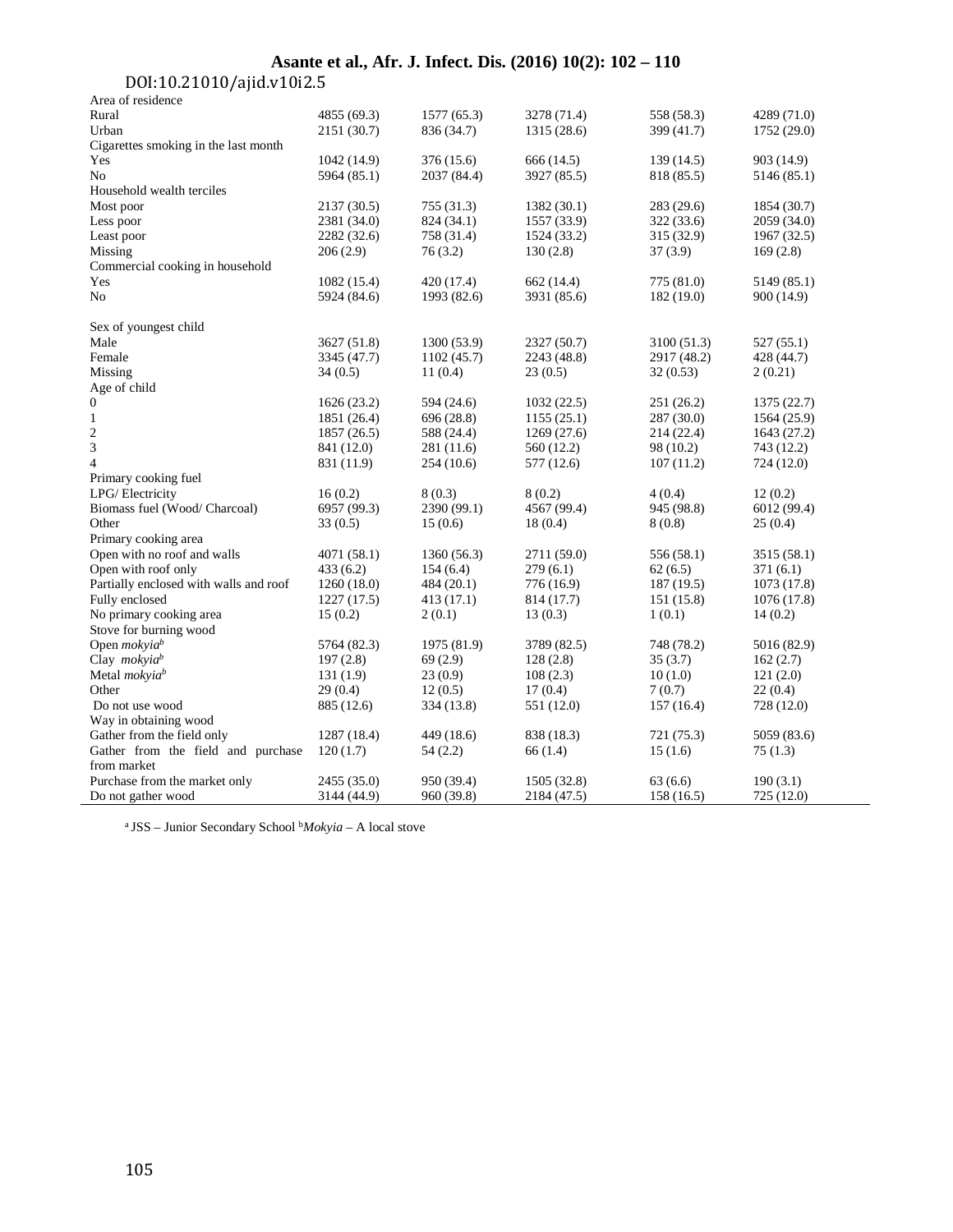| | | | | | |
|---|---|---|---|---|---|
| Area of residence | | | | | |
| Rural | 4855 (69.3) | 1577 (65.3) | 3278 (71.4) | 558 (58.3) | 4289 (71.0) |
| Urban | 2151 (30.7) | 836 (34.7) | 1315 (28.6) | 399 (41.7) | 1752 (29.0) |
| Cigarettes smoking in the last month | | | | | |
| Yes | 1042 (14.9) | 376 (15.6) | 666 (14.5) | 139 (14.5) | 903 (14.9) |
| No | 5964 (85.1) | 2037 (84.4) | 3927 (85.5) | 818 (85.5) | 5146 (85.1) |
| Household wealth terciles | | | | | |
| Most poor | 2137 (30.5) | 755 (31.3) | 1382 (30.1) | 283 (29.6) | 1854 (30.7) |
| Less poor | 2381 (34.0) | 824 (34.1) | 1557 (33.9) | 322 (33.6) | 2059 (34.0) |
| Least poor | 2282 (32.6) | 758 (31.4) | 1524 (33.2) | 315 (32.9) | 1967 (32.5) |
| Missing | 206 (2.9) | 76 (3.2) | 130 (2.8) | 37 (3.9) | 169 (2.8) |
| Commercial cooking in household | | | | | |
| Yes | 1082 (15.4) | 420 (17.4) | 662 (14.4) | 775 (81.0) | 5149 (85.1) |
| No | 5924 (84.6) | 1993 (82.6) | 3931 (85.6) | 182 (19.0) | 900 (14.9) |
| Sex of youngest child | | | | | |
| Male | 3627 (51.8) | 1300 (53.9) | 2327 (50.7) | 3100 (51.3) | 527 (55.1) |
| Female | 3345 (47.7) | 1102 (45.7) | 2243 (48.8) | 2917 (48.2) | 428 (44.7) |
| Missing | 34 (0.5) | 11 (0.4) | 23 (0.5) | 32 (0.53) | 2 (0.21) |
| Age of child | | | | | |
| 0 | 1626 (23.2) | 594 (24.6) | 1032 (22.5) | 251 (26.2) | 1375 (22.7) |
| 1 | 1851 (26.4) | 696 (28.8) | 1155 (25.1) | 287 (30.0) | 1564 (25.9) |
| 2 | 1857 (26.5) | 588 (24.4) | 1269 (27.6) | 214 (22.4) | 1643 (27.2) |
| 3 | 841 (12.0) | 281 (11.6) | 560 (12.2) | 98 (10.2) | 743 (12.2) |
| 4 | 831 (11.9) | 254 (10.6) | 577 (12.6) | 107 (11.2) | 724 (12.0) |
| Primary cooking fuel | | | | | |
| LPG/ Electricity | 16 (0.2) | 8 (0.3) | 8 (0.2) | 4 (0.4) | 12 (0.2) |
| Biomass fuel (Wood/ Charcoal) | 6957 (99.3) | 2390 (99.1) | 4567 (99.4) | 945 (98.8) | 6012 (99.4) |
| Other | 33 (0.5) | 15 (0.6) | 18 (0.4) | 8 (0.8) | 25 (0.4) |
| Primary cooking area | | | | | |
| Open with no roof and walls | 4071 (58.1) | 1360 (56.3) | 2711 (59.0) | 556 (58.1) | 3515 (58.1) |
| Open with roof only | 433 (6.2) | 154 (6.4) | 279 (6.1) | 62 (6.5) | 371 (6.1) |
| Partially enclosed with walls and roof | 1260 (18.0) | 484 (20.1) | 776 (16.9) | 187 (19.5) | 1073 (17.8) |
| Fully enclosed | 1227 (17.5) | 413 (17.1) | 814 (17.7) | 151 (15.8) | 1076 (17.8) |
| No primary cooking area | 15 (0.2) | 2 (0.1) | 13 (0.3) | 1 (0.1) | 14 (0.2) |
| Stove for burning wood | | | | | |
| Open *mokyia*[b] | 5764 (82.3) | 1975 (81.9) | 3789 (82.5) | 748 (78.2) | 5016 (82.9) |
| Clay *mokyia*[b] | 197 (2.8) | 69 (2.9) | 128 (2.8) | 35 (3.7) | 162 (2.7) |
| Metal *mokyia*[b] | 131 (1.9) | 23 (0.9) | 108 (2.3) | 10 (1.0) | 121 (2.0) |
| Other | 29 (0.4) | 12 (0.5) | 17 (0.4) | 7 (0.7) | 22 (0.4) |
| Do not use wood | 885 (12.6) | 334 (13.8) | 551 (12.0) | 157 (16.4) | 728 (12.0) |
| Way in obtaining wood | | | | | |
| Gather from the field only | 1287 (18.4) | 449 (18.6) | 838 (18.3) | 721 (75.3) | 5059 (83.6) |
| Gather from the field and purchase from market | 120 (1.7) | 54 (2.2) | 66 (1.4) | 15 (1.6) | 75 (1.3) |
| Purchase from the market only | 2455 (35.0) | 950 (39.4) | 1505 (32.8) | 63 (6.6) | 190 (3.1) |
| Do not gather wood | 3144 (44.9) | 960 (39.8) | 2184 (47.5) | 158 (16.5) | 725 (12.0) |

[a] JSS – Junior Secondary School [b]*Mokyia* – A local stove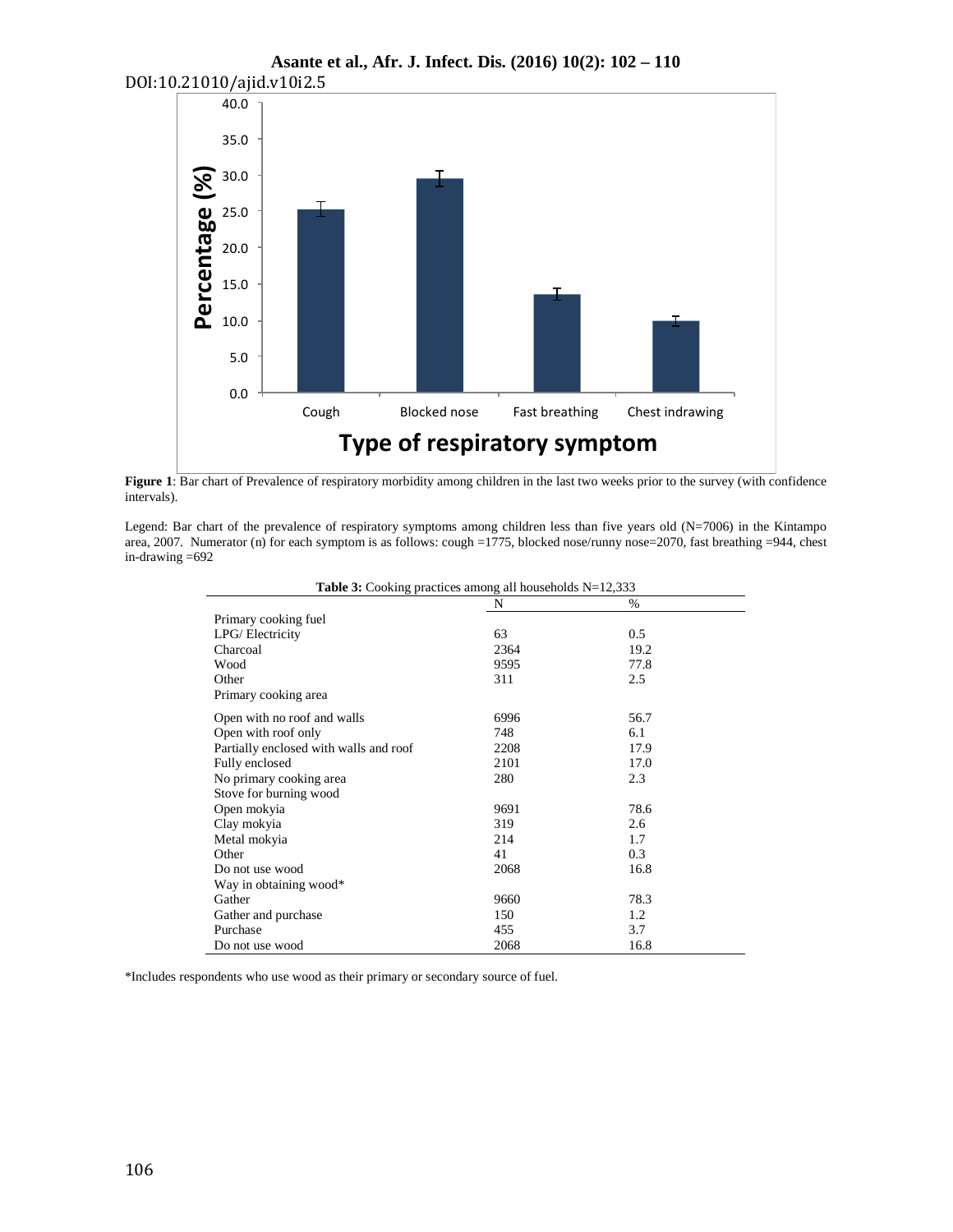**Figure 1**: Bar chart of Prevalence of respiratory morbidity among children in the last two weeks prior to the survey (with confidence intervals).

Legend: Bar chart of the prevalence of respiratory symptoms among children less than five years old (N=7006) in the Kintampo area, 2007. Numerator (n) for each symptom is as follows: cough =1775, blocked nose/runny nose=2070, fast breathing =944, chest in-drawing =692

**Table 3:** Cooking practices among all households N=12,333

| | N | % |
|---|---|---|
| Primary cooking fuel | | |
| LPG/ Electricity | 63 | 0.5 |
| Charcoal | 2364 | 19.2 |
| Wood | 9595 | 77.8 |
| Other | 311 | 2.5 |
| Primary cooking area | | |
| Open with no roof and walls | 6996 | 56.7 |
| Open with roof only | 748 | 6.1 |
| Partially enclosed with walls and roof | 2208 | 17.9 |
| Fully enclosed | 2101 | 17.0 |
| No primary cooking area | 280 | 2.3 |
| Stove for burning wood | | |
| Open mokyia | 9691 | 78.6 |
| Clay mokyia | 319 | 2.6 |
| Metal mokyia | 214 | 1.7 |
| Other | 41 | 0.3 |
| Do not use wood | 2068 | 16.8 |
| Way in obtaining wood* | | |
| Gather | 9660 | 78.3 |
| Gather and purchase | 150 | 1.2 |
| Purchase | 455 | 3.7 |
| Do not use wood | 2068 | 16.8 |

*Includes respondents who use wood as their primary or secondary source of fuel.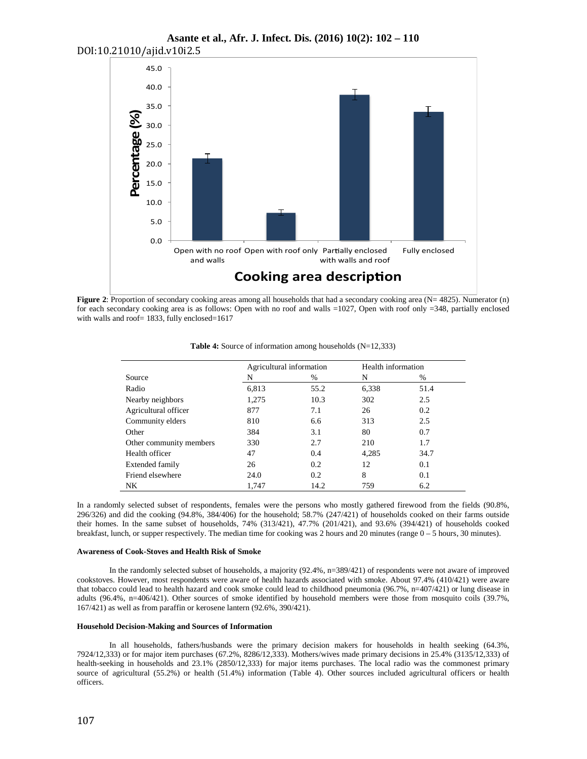**Figure 2**: Proportion of secondary cooking areas among all households that had a secondary cooking area (N= 4825). Numerator (n) for each secondary cooking area is as follows: Open with no roof and walls =1027, Open with roof only =348, partially enclosed with walls and roof= 1833, fully enclosed=1617

**Table 4:** Source of information among households (N=12,333)

| | Agricultural information | | Health information | |
|---|---|---|---|---|
| Source | N | % | N | % |
| Radio | 6,813 | 55.2 | 6,338 | 51.4 |
| Nearby neighbors | 1,275 | 10.3 | 302 | 2.5 |
| Agricultural officer | 877 | 7.1 | 26 | 0.2 |
| Community elders | 810 | 6.6 | 313 | 2.5 |
| Other | 384 | 3.1 | 80 | 0.7 |
| Other community members | 330 | 2.7 | 210 | 1.7 |
| Health officer | 47 | 0.4 | 4,285 | 34.7 |
| Extended family | 26 | 0.2 | 12 | 0.1 |
| Friend elsewhere | 24.0 | 0.2 | 8 | 0.1 |
| NK | 1,747 | 14.2 | 759 | 6.2 |

In a randomly selected subset of respondents, females were the persons who mostly gathered firewood from the fields (90.8%, 296/326) and did the cooking (94.8%, 384/406) for the household; 58.7% (247/421) of households cooked on their farms outside their homes. In the same subset of households, 74% (313/421), 47.7% (201/421), and 93.6% (394/421) of households cooked breakfast, lunch, or supper respectively. The median time for cooking was 2 hours and 20 minutes (range 0 – 5 hours, 30 minutes).

#### Awareness of Cook-Stoves and Health Risk of Smoke

In the randomly selected subset of households, a majority (92.4%, n=389/421) of respondents were not aware of improved cookstoves. However, most respondents were aware of health hazards associated with smoke. About 97.4% (410/421) were aware that tobacco could lead to health hazard and cook smoke could lead to childhood pneumonia (96.7%, n=407/421) or lung disease in adults (96.4%, n=406/421). Other sources of smoke identified by household members were those from mosquito coils (39.7%, 167/421) as well as from paraffin or kerosene lantern (92.6%, 390/421).

#### Household Decision-Making and Sources of Information

In all households, fathers/husbands were the primary decision makers for households in health seeking (64.3%, 7924/12,333) or for major item purchases (67.2%, 8286/12,333). Mothers/wives made primary decisions in 25.4% (3135/12,333) of health-seeking in households and 23.1% (2850/12,333) for major items purchases. The local radio was the commonest primary source of agricultural (55.2%) or health (51.4%) information (Table 4). Other sources included agricultural officers or health officers.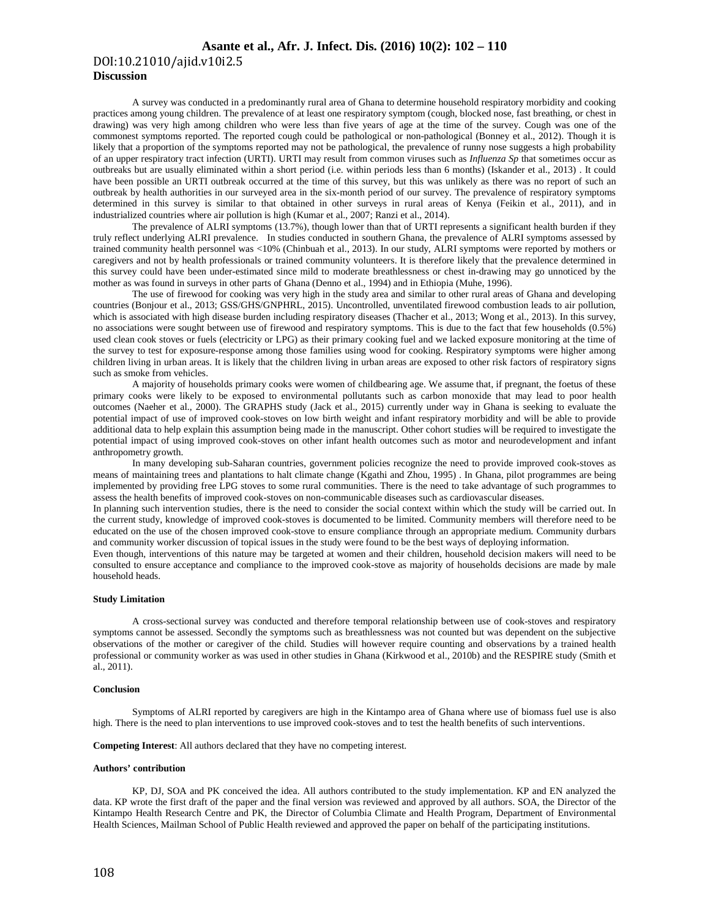## Discussion

A survey was conducted in a predominantly rural area of Ghana to determine household respiratory morbidity and cooking practices among young children. The prevalence of at least one respiratory symptom (cough, blocked nose, fast breathing, or chest in drawing) was very high among children who were less than five years of age at the time of the survey. Cough was one of the commonest symptoms reported. The reported cough could be pathological or non-pathological (Bonney et al., 2012). Though it is likely that a proportion of the symptoms reported may not be pathological, the prevalence of runny nose suggests a high probability of an upper respiratory tract infection (URTI). URTI may result from common viruses such as *Influenza Sp* that sometimes occur as outbreaks but are usually eliminated within a short period (i.e. within periods less than 6 months) (Iskander et al., 2013) . It could have been possible an URTI outbreak occurred at the time of this survey, but this was unlikely as there was no report of such an outbreak by health authorities in our surveyed area in the six-month period of our survey. The prevalence of respiratory symptoms determined in this survey is similar to that obtained in other surveys in rural areas of Kenya (Feikin et al., 2011), and in industrialized countries where air pollution is high (Kumar et al., 2007; Ranzi et al., 2014).

The prevalence of ALRI symptoms (13.7%), though lower than that of URTI represents a significant health burden if they truly reflect underlying ALRI prevalence. In studies conducted in southern Ghana, the prevalence of ALRI symptoms assessed by trained community health personnel was <10% (Chinbuah et al., 2013). In our study, ALRI symptoms were reported by mothers or caregivers and not by health professionals or trained community volunteers. It is therefore likely that the prevalence determined in this survey could have been under-estimated since mild to moderate breathlessness or chest in-drawing may go unnoticed by the mother as was found in surveys in other parts of Ghana (Denno et al., 1994) and in Ethiopia (Muhe, 1996).

The use of firewood for cooking was very high in the study area and similar to other rural areas of Ghana and developing countries (Bonjour et al., 2013; GSS/GHS/GNPHRL, 2015). Uncontrolled, unventilated firewood combustion leads to air pollution, which is associated with high disease burden including respiratory diseases (Thacher et al., 2013; Wong et al., 2013). In this survey, no associations were sought between use of firewood and respiratory symptoms. This is due to the fact that few households (0.5%) used clean cook stoves or fuels (electricity or LPG) as their primary cooking fuel and we lacked exposure monitoring at the time of the survey to test for exposure-response among those families using wood for cooking. Respiratory symptoms were higher among children living in urban areas. It is likely that the children living in urban areas are exposed to other risk factors of respiratory signs such as smoke from vehicles.

A majority of households primary cooks were women of childbearing age. We assume that, if pregnant, the foetus of these primary cooks were likely to be exposed to environmental pollutants such as carbon monoxide that may lead to poor health outcomes (Naeher et al., 2000). The GRAPHS study (Jack et al., 2015) currently under way in Ghana is seeking to evaluate the potential impact of use of improved cook-stoves on low birth weight and infant respiratory morbidity and will be able to provide additional data to help explain this assumption being made in the manuscript. Other cohort studies will be required to investigate the potential impact of using improved cook-stoves on other infant health outcomes such as motor and neurodevelopment and infant anthropometry growth.

In many developing sub-Saharan countries, government policies recognize the need to provide improved cook-stoves as means of maintaining trees and plantations to halt climate change (Kgathi and Zhou, 1995) . In Ghana, pilot programmes are being implemented by providing free LPG stoves to some rural communities. There is the need to take advantage of such programmes to assess the health benefits of improved cook-stoves on non-communicable diseases such as cardiovascular diseases.

In planning such intervention studies, there is the need to consider the social context within which the study will be carried out. In the current study, knowledge of improved cook-stoves is documented to be limited. Community members will therefore need to be educated on the use of the chosen improved cook-stove to ensure compliance through an appropriate medium. Community durbars and community worker discussion of topical issues in the study were found to be the best ways of deploying information.

Even though, interventions of this nature may be targeted at women and their children, household decision makers will need to be consulted to ensure acceptance and compliance to the improved cook-stove as majority of households decisions are made by male household heads.

### Study Limitation

A cross-sectional survey was conducted and therefore temporal relationship between use of cook-stoves and respiratory symptoms cannot be assessed. Secondly the symptoms such as breathlessness was not counted but was dependent on the subjective observations of the mother or caregiver of the child. Studies will however require counting and observations by a trained health professional or community worker as was used in other studies in Ghana (Kirkwood et al., 2010b) and the RESPIRE study (Smith et al., 2011).

### Conclusion

Symptoms of ALRI reported by caregivers are high in the Kintampo area of Ghana where use of biomass fuel use is also high. There is the need to plan interventions to use improved cook-stoves and to test the health benefits of such interventions.

**Competing Interest**: All authors declared that they have no competing interest.

### Authors' contribution

KP, DJ, SOA and PK conceived the idea. All authors contributed to the study implementation. KP and EN analyzed the data. KP wrote the first draft of the paper and the final version was reviewed and approved by all authors. SOA, the Director of the Kintampo Health Research Centre and PK, the Director of Columbia Climate and Health Program, Department of Environmental Health Sciences, Mailman School of Public Health reviewed and approved the paper on behalf of the participating institutions.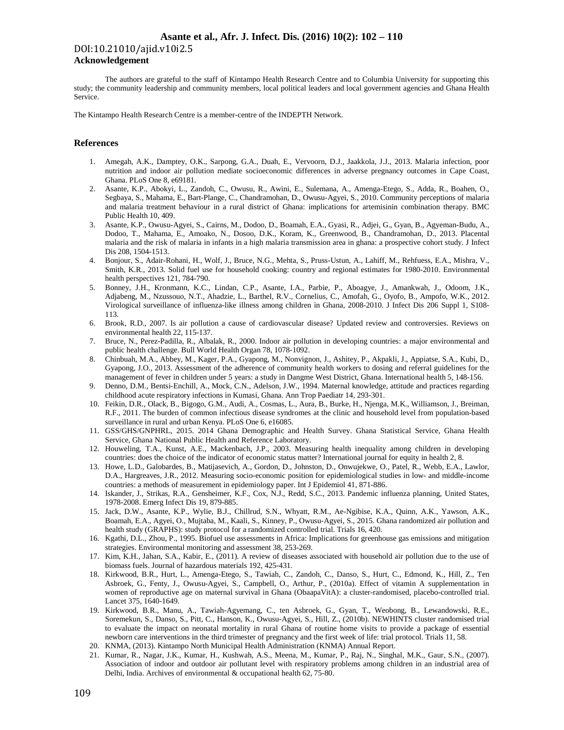## Acknowledgement

The authors are grateful to the staff of Kintampo Health Research Centre and to Columbia University for supporting this study; the community leadership and community members, local political leaders and local government agencies and Ghana Health Service.

The Kintampo Health Research Centre is a member-centre of the INDEPTH Network.

## References

1. Amegah, A.K., Damptey, O.K., Sarpong, G.A., Duah, E., Vervoorn, D.J., Jaakkola, J.J., 2013. Malaria infection, poor nutrition and indoor air pollution mediate socioeconomic differences in adverse pregnancy outcomes in Cape Coast, Ghana. PLoS One 8, e69181.
2. Asante, K.P., Abokyi, L., Zandoh, C., Owusu, R., Awini, E., Sulemana, A., Amenga-Etego, S., Adda, R., Boahen, O., Segbaya, S., Mahama, E., Bart-Plange, C., Chandramohan, D., Owusu-Agyei, S., 2010. Community perceptions of malaria and malaria treatment behaviour in a rural district of Ghana: implications for artemisinin combination therapy. BMC Public Health 10, 409.
3. Asante, K.P., Owusu-Agyei, S., Cairns, M., Dodoo, D., Boamah, E.A., Gyasi, R., Adjei, G., Gyan, B., Agyeman-Budu, A., Dodoo, T., Mahama, E., Amoako, N., Dosoo, D.K., Koram, K., Greenwood, B., Chandramohan, D., 2013. Placental malaria and the risk of malaria in infants in a high malaria transmission area in ghana: a prospective cohort study. J Infect Dis 208, 1504-1513.
4. Bonjour, S., Adair-Rohani, H., Wolf, J., Bruce, N.G., Mehta, S., Pruss-Ustun, A., Lahiff, M., Rehfuess, E.A., Mishra, V., Smith, K.R., 2013. Solid fuel use for household cooking: country and regional estimates for 1980-2010. Environmental health perspectives 121, 784-790.
5. Bonney, J.H., Kronmann, K.C., Lindan, C.P., Asante, I.A., Parbie, P., Aboagye, J., Amankwah, J., Odoom, J.K., Adjabeng, M., Nzussouo, N.T., Ahadzie, L., Barthel, R.V., Cornelius, C., Amofah, G., Oyofo, B., Ampofo, W.K., 2012. Virological surveillance of influenza-like illness among children in Ghana, 2008-2010. J Infect Dis 206 Suppl 1, S108-113.
6. Brook, R.D., 2007. Is air pollution a cause of cardiovascular disease? Updated review and controversies. Reviews on environmental health 22, 115-137.
7. Bruce, N., Perez-Padilla, R., Albalak, R., 2000. Indoor air pollution in developing countries: a major environmental and public health challenge. Bull World Health Organ 78, 1078-1092.
8. Chinbuah, M.A., Abbey, M., Kager, P.A., Gyapong, M., Nonvignon, J., Ashitey, P., Akpakli, J., Appiatse, S.A., Kubi, D., Gyapong, J.O., 2013. Assessment of the adherence of community health workers to dosing and referral guidelines for the management of fever in children under 5 years: a study in Dangme West District, Ghana. International health 5, 148-156.
9. Denno, D.M., Bentsi-Enchill, A., Mock, C.N., Adelson, J.W., 1994. Maternal knowledge, attitude and practices regarding childhood acute respiratory infections in Kumasi, Ghana. Ann Trop Paediatr 14, 293-301.
10. Feikin, D.R., Olack, B., Bigogo, G.M., Audi, A., Cosmas, L., Aura, B., Burke, H., Njenga, M.K., Williamson, J., Breiman, R.F., 2011. The burden of common infectious disease syndromes at the clinic and household level from population-based surveillance in rural and urban Kenya. PLoS One 6, e16085.
11. GSS/GHS/GNPHRL, 2015. 2014 Ghana Demographic and Health Survey. Ghana Statistical Service, Ghana Health Service, Ghana National Public Health and Reference Laboratory.
12. Houweling, T.A., Kunst, A.E., Mackenbach, J.P., 2003. Measuring health inequality among children in developing countries: does the choice of the indicator of economic status matter? International journal for equity in health 2, 8.
13. Howe, L.D., Galobardes, B., Matijasevich, A., Gordon, D., Johnston, D., Onwujekwe, O., Patel, R., Webb, E.A., Lawlor, D.A., Hargreaves, J.R., 2012. Measuring socio-economic position for epidemiological studies in low- and middle-income countries: a methods of measurement in epidemiology paper. Int J Epidemiol 41, 871-886.
14. Iskander, J., Strikas, R.A., Gensheimer, K.F., Cox, N.J., Redd, S.C., 2013. Pandemic influenza planning, United States, 1978-2008. Emerg Infect Dis 19, 879-885.
15. Jack, D.W., Asante, K.P., Wylie, B.J., Chillrud, S.N., Whyatt, R.M., Ae-Ngibise, K.A., Quinn, A.K., Yawson, A.K., Boamah, E.A., Agyei, O., Mujtaba, M., Kaali, S., Kinney, P., Owusu-Agyei, S., 2015. Ghana randomized air pollution and health study (GRAPHS): study protocol for a randomized controlled trial. Trials 16, 420.
16. Kgathi, D.L., Zhou, P., 1995. Biofuel use assessments in Africa: Implications for greenhouse gas emissions and mitigation strategies. Environmental monitoring and assessment 38, 253-269.
17. Kim, K.H., Jahan, S.A., Kabir, E., (2011). A review of diseases associated with household air pollution due to the use of biomass fuels. Journal of hazardous materials 192, 425-431.
18. Kirkwood, B.R., Hurt, L., Amenga-Etego, S., Tawiah, C., Zandoh, C., Danso, S., Hurt, C., Edmond, K., Hill, Z., Ten Asbroek, G., Fenty, J., Owusu-Agyei, S., Campbell, O., Arthur, P., (2010a). Effect of vitamin A supplementation in women of reproductive age on maternal survival in Ghana (ObaapaVitA): a cluster-randomised, placebo-controlled trial. Lancet 375, 1640-1649.
19. Kirkwood, B.R., Manu, A., Tawiah-Agyemang, C., ten Asbroek, G., Gyan, T., Weobong, B., Lewandowski, R.E., Soremekun, S., Danso, S., Pitt, C., Hanson, K., Owusu-Agyei, S., Hill, Z., (2010b). NEWHINTS cluster randomised trial to evaluate the impact on neonatal mortality in rural Ghana of routine home visits to provide a package of essential newborn care interventions in the third trimester of pregnancy and the first week of life: trial protocol. Trials 11, 58.
20. KNMA, (2013). Kintampo North Municipal Health Administration (KNMA) Annual Report.
21. Kumar, R., Nagar, J.K., Kumar, H., Kushwah, A.S., Meena, M., Kumar, P., Raj, N., Singhal, M.K., Gaur, S.N., (2007). Association of indoor and outdoor air pollutant level with respiratory problems among children in an industrial area of Delhi, India. Archives of environmental & occupational health 62, 75-80.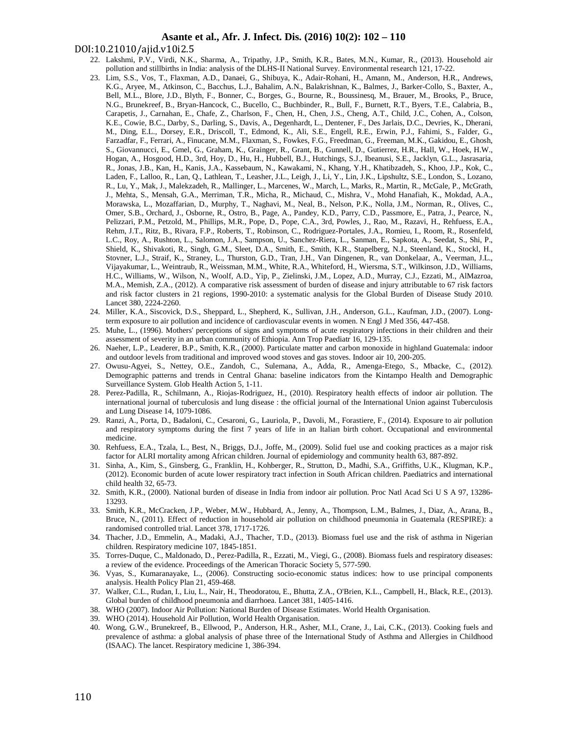22. Lakshmi, P.V., Virdi, N.K., Sharma, A., Tripathy, J.P., Smith, K.R., Bates, M.N., Kumar, R., (2013). Household air pollution and stillbirths in India: analysis of the DLHS-II National Survey. Environmental research 121, 17-22.
23. Lim, S.S., Vos, T., Flaxman, A.D., Danaei, G., Shibuya, K., Adair-Rohani, H., Amann, M., Anderson, H.R., Andrews, K.G., Aryee, M., Atkinson, C., Bacchus, L.J., Bahalim, A.N., Balakrishnan, K., Balmes, J., Barker-Collo, S., Baxter, A., Bell, M.L., Blore, J.D., Blyth, F., Bonner, C., Borges, G., Bourne, R., Boussinesq, M., Brauer, M., Brooks, P., Bruce, N.G., Brunekreef, B., Bryan-Hancock, C., Bucello, C., Buchbinder, R., Bull, F., Burnett, R.T., Byers, T.E., Calabria, B., Carapetis, J., Carnahan, E., Chafe, Z., Charlson, F., Chen, H., Chen, J.S., Cheng, A.T., Child, J.C., Cohen, A., Colson, K.E., Cowie, B.C., Darby, S., Darling, S., Davis, A., Degenhardt, L., Dentener, F., Des Jarlais, D.C., Devries, K., Dherani, M., Ding, E.L., Dorsey, E.R., Driscoll, T., Edmond, K., Ali, S.E., Engell, R.E., Erwin, P.J., Fahimi, S., Falder, G., Farzadfar, F., Ferrari, A., Finucane, M.M., Flaxman, S., Fowkes, F.G., Freedman, G., Freeman, M.K., Gakidou, E., Ghosh, S., Giovannucci, E., Gmel, G., Graham, K., Grainger, R., Grant, B., Gunnell, D., Gutierrez, H.R., Hall, W., Hoek, H.W., Hogan, A., Hosgood, H.D., 3rd, Hoy, D., Hu, H., Hubbell, B.J., Hutchings, S.J., Ibeanusi, S.E., Jacklyn, G.L., Jasrasaria, R., Jonas, J.B., Kan, H., Kanis, J.A., Kassebaum, N., Kawakami, N., Khang, Y.H., Khatibzadeh, S., Khoo, J.P., Kok, C., Laden, F., Lalloo, R., Lan, Q., Lathlean, T., Leasher, J.L., Leigh, J., Li, Y., Lin, J.K., Lipshultz, S.E., London, S., Lozano, R., Lu, Y., Mak, J., Malekzadeh, R., Mallinger, L., Marcenes, W., March, L., Marks, R., Martin, R., McGale, P., McGrath, J., Mehta, S., Mensah, G.A., Merriman, T.R., Micha, R., Michaud, C., Mishra, V., Mohd Hanafiah, K., Mokdad, A.A., Morawska, L., Mozaffarian, D., Murphy, T., Naghavi, M., Neal, B., Nelson, P.K., Nolla, J.M., Norman, R., Olives, C., Omer, S.B., Orchard, J., Osborne, R., Ostro, B., Page, A., Pandey, K.D., Parry, C.D., Passmore, E., Patra, J., Pearce, N., Pelizzari, P.M., Petzold, M., Phillips, M.R., Pope, D., Pope, C.A., 3rd, Powles, J., Rao, M., Razavi, H., Rehfuess, E.A., Rehm, J.T., Ritz, B., Rivara, F.P., Roberts, T., Robinson, C., Rodriguez-Portales, J.A., Romieu, I., Room, R., Rosenfeld, L.C., Roy, A., Rushton, L., Salomon, J.A., Sampson, U., Sanchez-Riera, L., Sanman, E., Sapkota, A., Seedat, S., Shi, P., Shield, K., Shivakoti, R., Singh, G.M., Sleet, D.A., Smith, E., Smith, K.R., Stapelberg, N.J., Steenland, K., Stockl, H., Stovner, L.J., Straif, K., Straney, L., Thurston, G.D., Tran, J.H., Van Dingenen, R., van Donkelaar, A., Veerman, J.L., Vijayakumar, L., Weintraub, R., Weissman, M.M., White, R.A., Whiteford, H., Wiersma, S.T., Wilkinson, J.D., Williams, H.C., Williams, W., Wilson, N., Woolf, A.D., Yip, P., Zielinski, J.M., Lopez, A.D., Murray, C.J., Ezzati, M., AlMazroa, M.A., Memish, Z.A., (2012). A comparative risk assessment of burden of disease and injury attributable to 67 risk factors and risk factor clusters in 21 regions, 1990-2010: a systematic analysis for the Global Burden of Disease Study 2010. Lancet 380, 2224-2260.
24. Miller, K.A., Siscovick, D.S., Sheppard, L., Shepherd, K., Sullivan, J.H., Anderson, G.L., Kaufman, J.D., (2007). Long-term exposure to air pollution and incidence of cardiovascular events in women. N Engl J Med 356, 447-458.
25. Muhe, L., (1996). Mothers' perceptions of signs and symptoms of acute respiratory infections in their children and their assessment of severity in an urban community of Ethiopia. Ann Trop Paediatr 16, 129-135.
26. Naeher, L.P., Leaderer, B.P., Smith, K.R., (2000). Particulate matter and carbon monoxide in highland Guatemala: indoor and outdoor levels from traditional and improved wood stoves and gas stoves. Indoor air 10, 200-205.
27. Owusu-Agyei, S., Nettey, O.E., Zandoh, C., Sulemana, A., Adda, R., Amenga-Etego, S., Mbacke, C., (2012). Demographic patterns and trends in Central Ghana: baseline indicators from the Kintampo Health and Demographic Surveillance System. Glob Health Action 5, 1-11.
28. Perez-Padilla, R., Schilmann, A., Riojas-Rodriguez, H., (2010). Respiratory health effects of indoor air pollution. The international journal of tuberculosis and lung disease : the official journal of the International Union against Tuberculosis and Lung Disease 14, 1079-1086.
29. Ranzi, A., Porta, D., Badaloni, C., Cesaroni, G., Lauriola, P., Davoli, M., Forastiere, F., (2014). Exposure to air pollution and respiratory symptoms during the first 7 years of life in an Italian birth cohort. Occupational and environmental medicine.
30. Rehfuess, E.A., Tzala, L., Best, N., Briggs, D.J., Joffe, M., (2009). Solid fuel use and cooking practices as a major risk factor for ALRI mortality among African children. Journal of epidemiology and community health 63, 887-892.
31. Sinha, A., Kim, S., Ginsberg, G., Franklin, H., Kohberger, R., Strutton, D., Madhi, S.A., Griffiths, U.K., Klugman, K.P., (2012). Economic burden of acute lower respiratory tract infection in South African children. Paediatrics and international child health 32, 65-73.
32. Smith, K.R., (2000). National burden of disease in India from indoor air pollution. Proc Natl Acad Sci U S A 97, 13286-13293.
33. Smith, K.R., McCracken, J.P., Weber, M.W., Hubbard, A., Jenny, A., Thompson, L.M., Balmes, J., Diaz, A., Arana, B., Bruce, N., (2011). Effect of reduction in household air pollution on childhood pneumonia in Guatemala (RESPIRE): a randomised controlled trial. Lancet 378, 1717-1726.
34. Thacher, J.D., Emmelin, A., Madaki, A.J., Thacher, T.D., (2013). Biomass fuel use and the risk of asthma in Nigerian children. Respiratory medicine 107, 1845-1851.
35. Torres-Duque, C., Maldonado, D., Perez-Padilla, R., Ezzati, M., Viegi, G., (2008). Biomass fuels and respiratory diseases: a review of the evidence. Proceedings of the American Thoracic Society 5, 577-590.
36. Vyas, S., Kumaranayake, L., (2006). Constructing socio-economic status indices: how to use principal components analysis. Health Policy Plan 21, 459-468.
37. Walker, C.L., Rudan, I., Liu, L., Nair, H., Theodoratou, E., Bhutta, Z.A., O'Brien, K.L., Campbell, H., Black, R.E., (2013). Global burden of childhood pneumonia and diarrhoea. Lancet 381, 1405-1416.
38. WHO (2007). Indoor Air Pollution: National Burden of Disease Estimates. World Health Organisation.
39. WHO (2014). Household Air Pollution, World Health Organisation.
40. Wong, G.W., Brunekreef, B., Ellwood, P., Anderson, H.R., Asher, M.I., Crane, J., Lai, C.K., (2013). Cooking fuels and prevalence of asthma: a global analysis of phase three of the International Study of Asthma and Allergies in Childhood (ISAAC). The lancet. Respiratory medicine 1, 386-394.